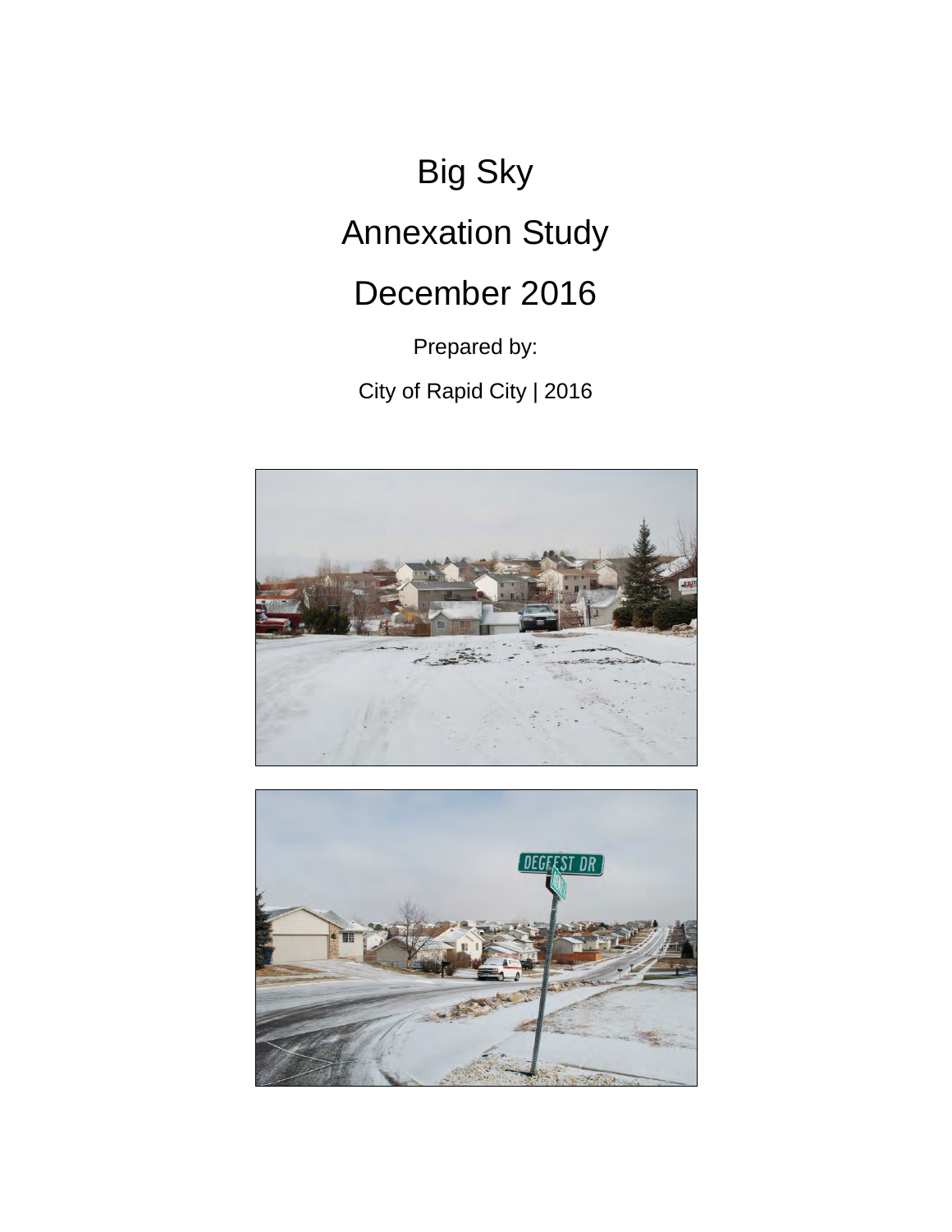# Big Sky

# Annexation Study

# December 2016

Prepared by:

City of Rapid City | 2016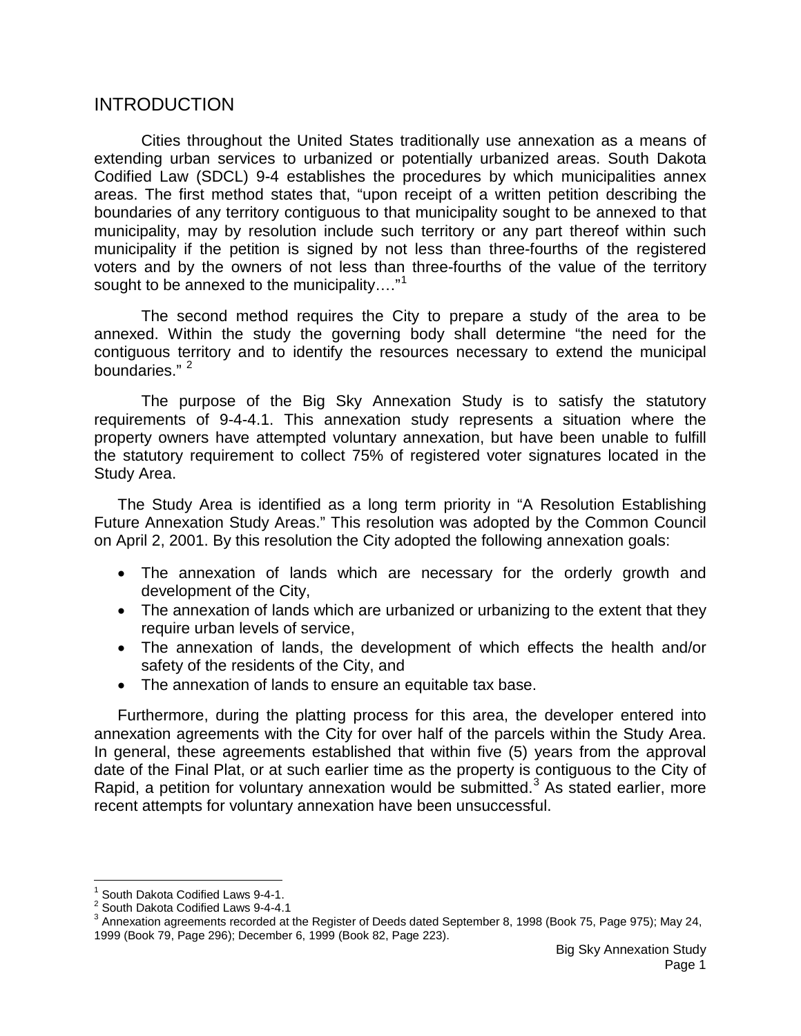# INTRODUCTION

Cities throughout the United States traditionally use annexation as a means of extending urban services to urbanized or potentially urbanized areas. South Dakota Codified Law (SDCL) 9-4 establishes the procedures by which municipalities annex areas. The first method states that, "upon receipt of a written petition describing the boundaries of any territory contiguous to that municipality sought to be annexed to that municipality, may by resolution include such territory or any part thereof within such municipality if the petition is signed by not less than three-fourths of the registered voters and by the owners of not less than three-fourths of the value of the territory sought to be annexed to the municipality…."[1]

The second method requires the City to prepare a study of the area to be annexed. Within the study the governing body shall determine "the need for the contiguous territory and to identify the resources necessary to extend the municipal boundaries." [2]

The purpose of the Big Sky Annexation Study is to satisfy the statutory requirements of 9-4-4.1. This annexation study represents a situation where the property owners have attempted voluntary annexation, but have been unable to fulfill the statutory requirement to collect 75% of registered voter signatures located in the Study Area.

The Study Area is identified as a long term priority in "A Resolution Establishing Future Annexation Study Areas." This resolution was adopted by the Common Council on April 2, 2001. By this resolution the City adopted the following annexation goals:

- The annexation of lands which are necessary for the orderly growth and development of the City,
- The annexation of lands which are urbanized or urbanizing to the extent that they require urban levels of service,
- The annexation of lands, the development of which effects the health and/or safety of the residents of the City, and
- The annexation of lands to ensure an equitable tax base.

Furthermore, during the platting process for this area, the developer entered into annexation agreements with the City for over half of the parcels within the Study Area. In general, these agreements established that within five (5) years from the approval date of the Final Plat, or at such earlier time as the property is contiguous to the City of Rapid, a petition for voluntary annexation would be submitted.[3] As stated earlier, more recent attempts for voluntary annexation have been unsuccessful.

---

[1] South Dakota Codified Laws 9-4-1.

[2] South Dakota Codified Laws 9-4-4.1

[3] Annexation agreements recorded at the Register of Deeds dated September 8, 1998 (Book 75, Page 975); May 24, 1999 (Book 79, Page 296); December 6, 1999 (Book 82, Page 223).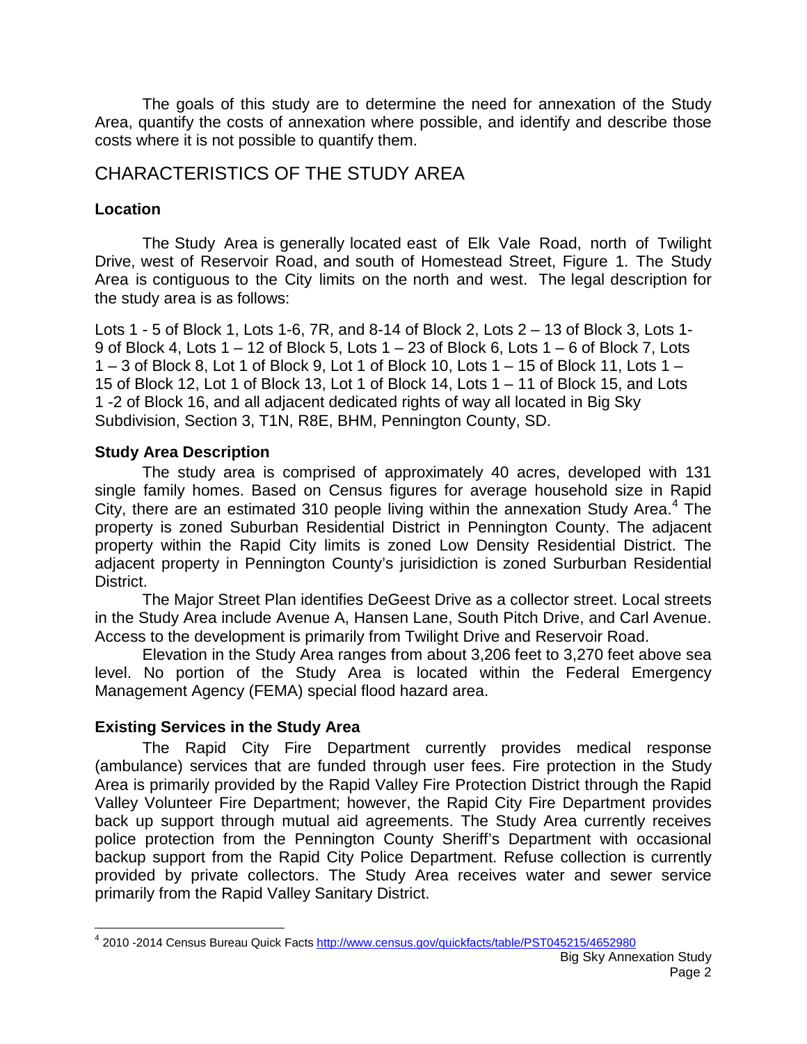The goals of this study are to determine the need for annexation of the Study Area, quantify the costs of annexation where possible, and identify and describe those costs where it is not possible to quantify them.

## CHARACTERISTICS OF THE STUDY AREA

### Location

The Study Area is generally located east of Elk Vale Road, north of Twilight Drive, west of Reservoir Road, and south of Homestead Street, Figure 1. The Study Area is contiguous to the City limits on the north and west. The legal description for the study area is as follows:

Lots 1 - 5 of Block 1, Lots 1-6, 7R, and 8-14 of Block 2, Lots 2 – 13 of Block 3, Lots 1-9 of Block 4, Lots 1 – 12 of Block 5, Lots 1 – 23 of Block 6, Lots 1 – 6 of Block 7, Lots 1 – 3 of Block 8, Lot 1 of Block 9, Lot 1 of Block 10, Lots 1 – 15 of Block 11, Lots 1 – 15 of Block 12, Lot 1 of Block 13, Lot 1 of Block 14, Lots 1 – 11 of Block 15, and Lots 1 -2 of Block 16, and all adjacent dedicated rights of way all located in Big Sky Subdivision, Section 3, T1N, R8E, BHM, Pennington County, SD.

### Study Area Description

The study area is comprised of approximately 40 acres, developed with 131 single family homes. Based on Census figures for average household size in Rapid City, there are an estimated 310 people living within the annexation Study Area.[4] The property is zoned Suburban Residential District in Pennington County. The adjacent property within the Rapid City limits is zoned Low Density Residential District. The adjacent property in Pennington County's jurisidiction is zoned Surburban Residential District.

The Major Street Plan identifies DeGeest Drive as a collector street. Local streets in the Study Area include Avenue A, Hansen Lane, South Pitch Drive, and Carl Avenue. Access to the development is primarily from Twilight Drive and Reservoir Road.

Elevation in the Study Area ranges from about 3,206 feet to 3,270 feet above sea level. No portion of the Study Area is located within the Federal Emergency Management Agency (FEMA) special flood hazard area.

### Existing Services in the Study Area

The Rapid City Fire Department currently provides medical response (ambulance) services that are funded through user fees. Fire protection in the Study Area is primarily provided by the Rapid Valley Fire Protection District through the Rapid Valley Volunteer Fire Department; however, the Rapid City Fire Department provides back up support through mutual aid agreements. The Study Area currently receives police protection from the Pennington County Sheriff's Department with occasional backup support from the Rapid City Police Department. Refuse collection is currently provided by private collectors. The Study Area receives water and sewer service primarily from the Rapid Valley Sanitary District.

---

[4] 2010 -2014 Census Bureau Quick Facts http://www.census.gov/quickfacts/table/PST045215/4652980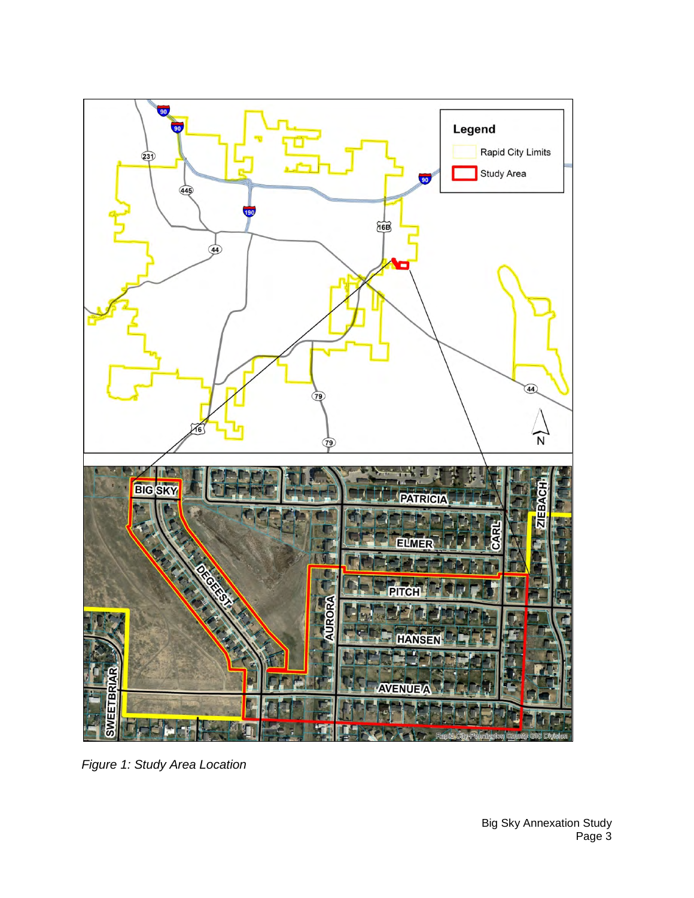*Figure 1: Study Area Location*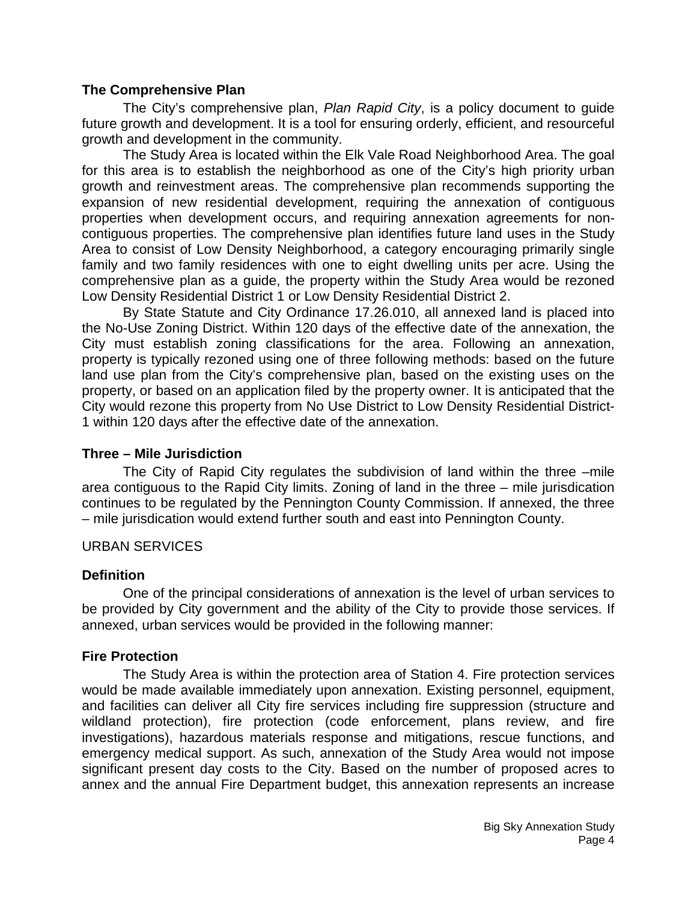### The Comprehensive Plan

The City's comprehensive plan, *Plan Rapid City*, is a policy document to guide future growth and development. It is a tool for ensuring orderly, efficient, and resourceful growth and development in the community.

The Study Area is located within the Elk Vale Road Neighborhood Area. The goal for this area is to establish the neighborhood as one of the City's high priority urban growth and reinvestment areas. The comprehensive plan recommends supporting the expansion of new residential development, requiring the annexation of contiguous properties when development occurs, and requiring annexation agreements for non-contiguous properties. The comprehensive plan identifies future land uses in the Study Area to consist of Low Density Neighborhood, a category encouraging primarily single family and two family residences with one to eight dwelling units per acre. Using the comprehensive plan as a guide, the property within the Study Area would be rezoned Low Density Residential District 1 or Low Density Residential District 2.

By State Statute and City Ordinance 17.26.010, all annexed land is placed into the No-Use Zoning District. Within 120 days of the effective date of the annexation, the City must establish zoning classifications for the area. Following an annexation, property is typically rezoned using one of three following methods: based on the future land use plan from the City's comprehensive plan, based on the existing uses on the property, or based on an application filed by the property owner. It is anticipated that the City would rezone this property from No Use District to Low Density Residential District-1 within 120 days after the effective date of the annexation.

### Three – Mile Jurisdiction

The City of Rapid City regulates the subdivision of land within the three –mile area contiguous to the Rapid City limits. Zoning of land in the three – mile jurisdication continues to be regulated by the Pennington County Commission. If annexed, the three – mile jurisdication would extend further south and east into Pennington County.

## URBAN SERVICES

### Definition

One of the principal considerations of annexation is the level of urban services to be provided by City government and the ability of the City to provide those services. If annexed, urban services would be provided in the following manner:

### Fire Protection

The Study Area is within the protection area of Station 4. Fire protection services would be made available immediately upon annexation. Existing personnel, equipment, and facilities can deliver all City fire services including fire suppression (structure and wildland protection), fire protection (code enforcement, plans review, and fire investigations), hazardous materials response and mitigations, rescue functions, and emergency medical support. As such, annexation of the Study Area would not impose significant present day costs to the City. Based on the number of proposed acres to annex and the annual Fire Department budget, this annexation represents an increase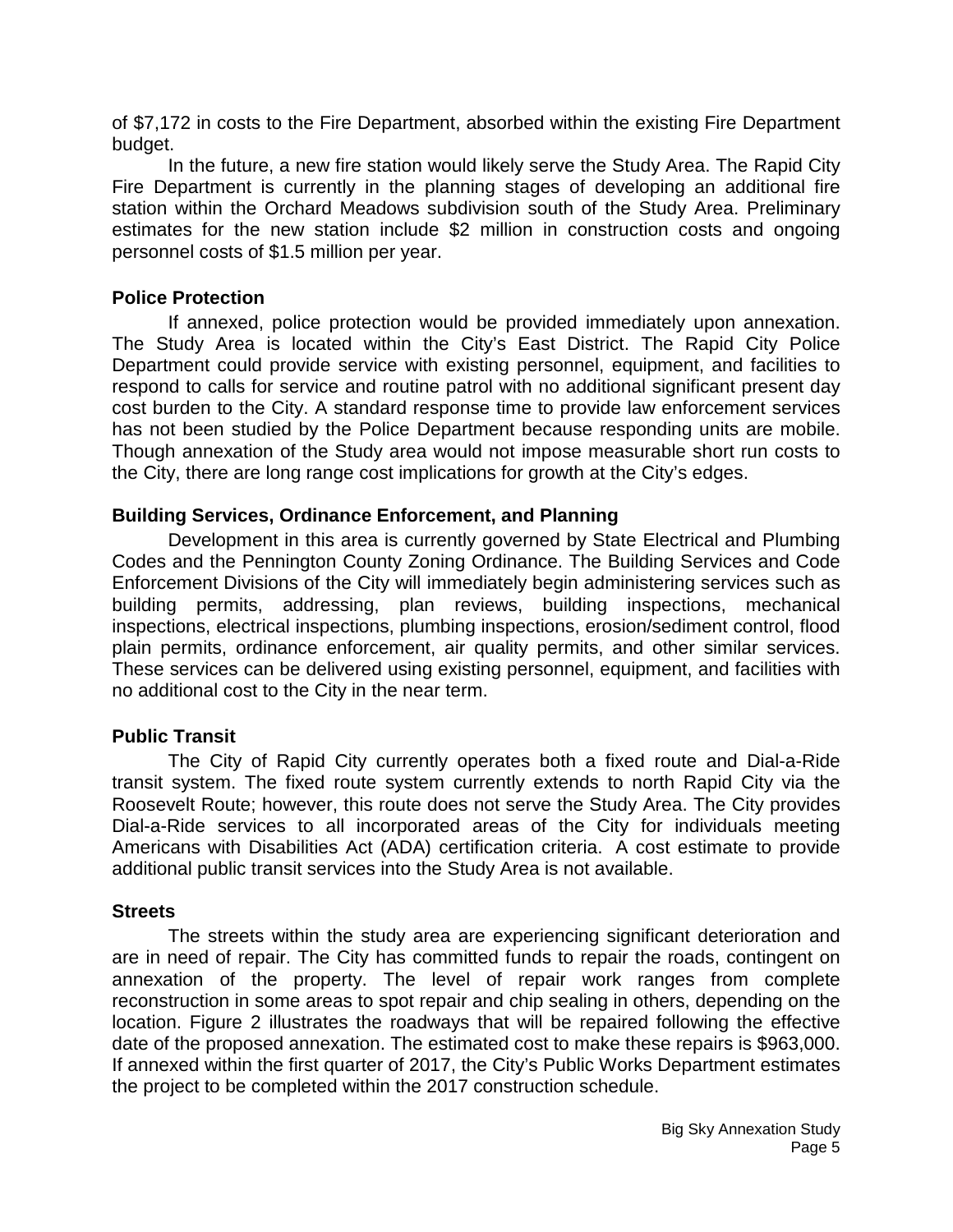of $7,172 in costs to the Fire Department, absorbed within the existing Fire Department budget.

In the future, a new fire station would likely serve the Study Area. The Rapid City Fire Department is currently in the planning stages of developing an additional fire station within the Orchard Meadows subdivision south of the Study Area. Preliminary estimates for the new station include $2 million in construction costs and ongoing personnel costs of $1.5 million per year.

**Police Protection**

If annexed, police protection would be provided immediately upon annexation. The Study Area is located within the City's East District. The Rapid City Police Department could provide service with existing personnel, equipment, and facilities to respond to calls for service and routine patrol with no additional significant present day cost burden to the City. A standard response time to provide law enforcement services has not been studied by the Police Department because responding units are mobile. Though annexation of the Study area would not impose measurable short run costs to the City, there are long range cost implications for growth at the City's edges.

**Building Services, Ordinance Enforcement, and Planning**

Development in this area is currently governed by State Electrical and Plumbing Codes and the Pennington County Zoning Ordinance. The Building Services and Code Enforcement Divisions of the City will immediately begin administering services such as building permits, addressing, plan reviews, building inspections, mechanical inspections, electrical inspections, plumbing inspections, erosion/sediment control, flood plain permits, ordinance enforcement, air quality permits, and other similar services. These services can be delivered using existing personnel, equipment, and facilities with no additional cost to the City in the near term.

**Public Transit**

The City of Rapid City currently operates both a fixed route and Dial-a-Ride transit system. The fixed route system currently extends to north Rapid City via the Roosevelt Route; however, this route does not serve the Study Area. The City provides Dial-a-Ride services to all incorporated areas of the City for individuals meeting Americans with Disabilities Act (ADA) certification criteria. A cost estimate to provide additional public transit services into the Study Area is not available.

**Streets**

The streets within the study area are experiencing significant deterioration and are in need of repair. The City has committed funds to repair the roads, contingent on annexation of the property. The level of repair work ranges from complete reconstruction in some areas to spot repair and chip sealing in others, depending on the location. Figure 2 illustrates the roadways that will be repaired following the effective date of the proposed annexation. The estimated cost to make these repairs is $963,000. If annexed within the first quarter of 2017, the City's Public Works Department estimates the project to be completed within the 2017 construction schedule.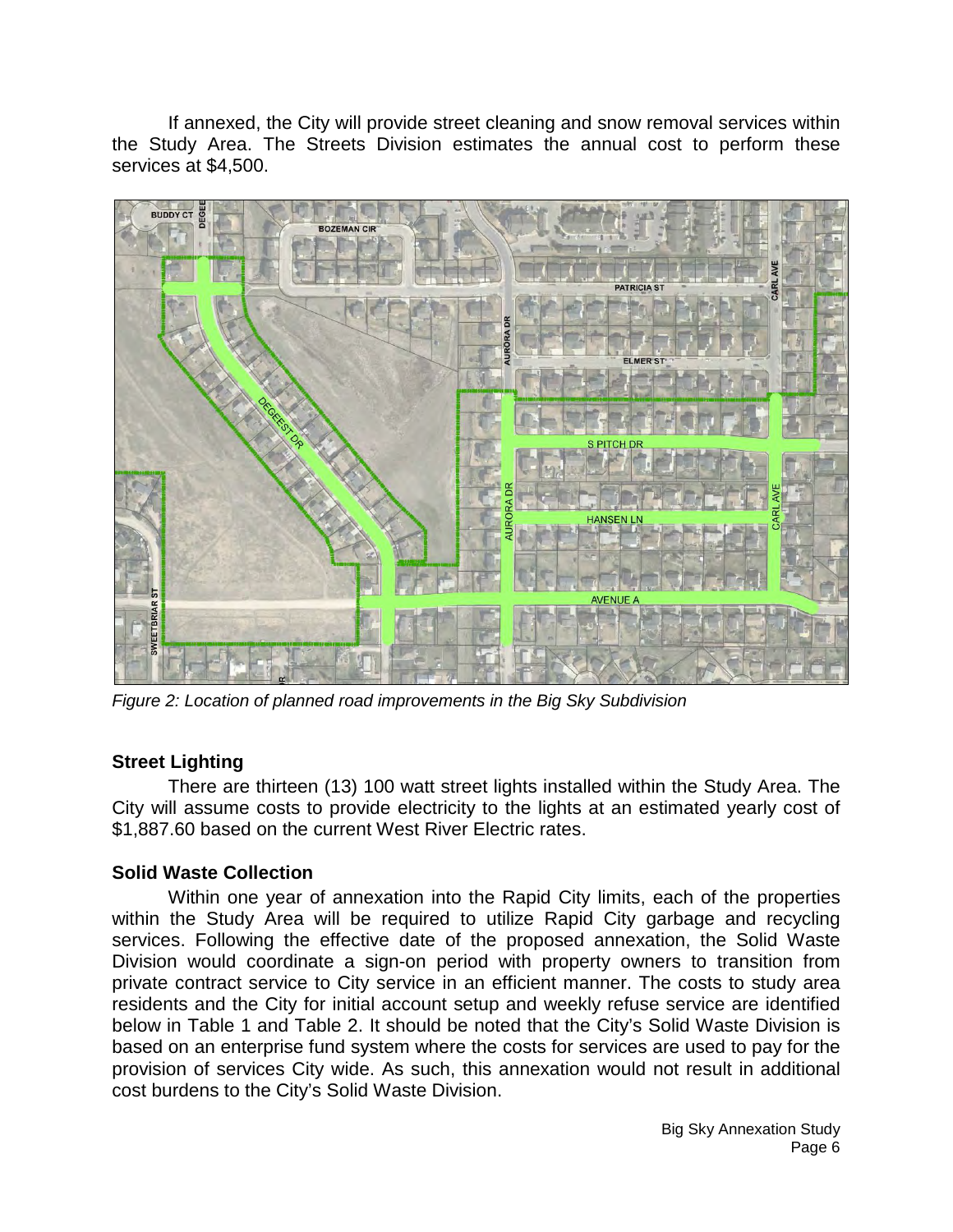If annexed, the City will provide street cleaning and snow removal services within the Study Area. The Streets Division estimates the annual cost to perform these services at $4,500.

*Figure 2: Location of planned road improvements in the Big Sky Subdivision*

### Street Lighting

There are thirteen (13) 100 watt street lights installed within the Study Area. The City will assume costs to provide electricity to the lights at an estimated yearly cost of $1,887.60 based on the current West River Electric rates.

### Solid Waste Collection

Within one year of annexation into the Rapid City limits, each of the properties within the Study Area will be required to utilize Rapid City garbage and recycling services. Following the effective date of the proposed annexation, the Solid Waste Division would coordinate a sign-on period with property owners to transition from private contract service to City service in an efficient manner. The costs to study area residents and the City for initial account setup and weekly refuse service are identified below in Table 1 and Table 2. It should be noted that the City's Solid Waste Division is based on an enterprise fund system where the costs for services are used to pay for the provision of services City wide. As such, this annexation would not result in additional cost burdens to the City's Solid Waste Division.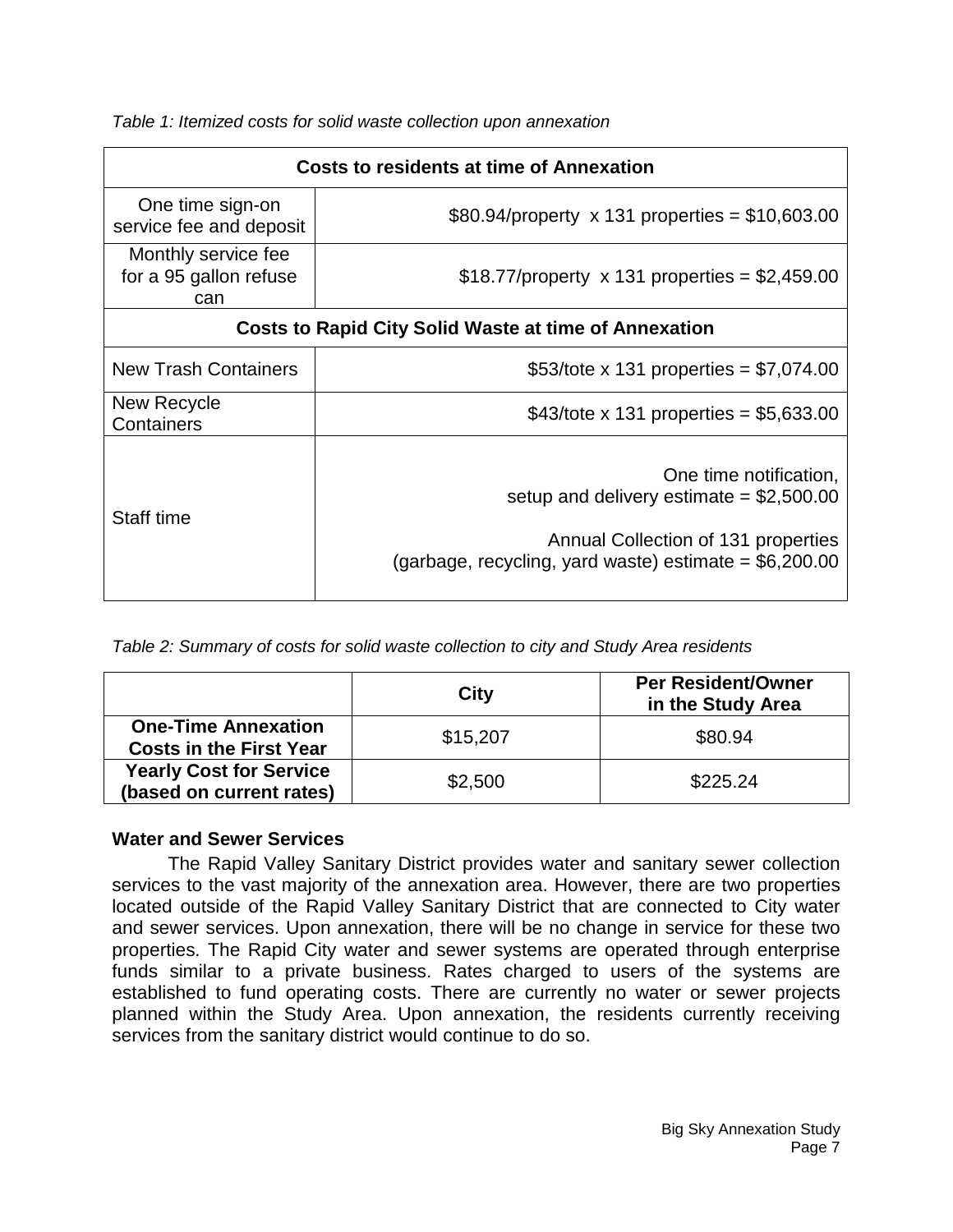*Table 1: Itemized costs for solid waste collection upon annexation*

| Costs to residents at time of Annexation | |
|---|---|
| One time sign-on service fee and deposit | $80.94/property x 131 properties = $10,603.00 |
| Monthly service fee for a 95 gallon refuse can | $18.77/property x 131 properties = $2,459.00 |
| **Costs to Rapid City Solid Waste at time of Annexation** | |
| New Trash Containers | $53/tote x 131 properties = $7,074.00 |
| New Recycle Containers | $43/tote x 131 properties = $5,633.00 |
| Staff time | One time notification, setup and delivery estimate = $2,500.00<br><br>Annual Collection of 131 properties (garbage, recycling, yard waste) estimate = $6,200.00 |

*Table 2: Summary of costs for solid waste collection to city and Study Area residents*

| | City | Per Resident/Owner in the Study Area |
|---|---|---|
| **One-Time Annexation Costs in the First Year** | $15,207 | $80.94 |
| **Yearly Cost for Service (based on current rates)** | $2,500 | $225.24 |

**Water and Sewer Services**

The Rapid Valley Sanitary District provides water and sanitary sewer collection services to the vast majority of the annexation area. However, there are two properties located outside of the Rapid Valley Sanitary District that are connected to City water and sewer services. Upon annexation, there will be no change in service for these two properties. The Rapid City water and sewer systems are operated through enterprise funds similar to a private business. Rates charged to users of the systems are established to fund operating costs. There are currently no water or sewer projects planned within the Study Area. Upon annexation, the residents currently receiving services from the sanitary district would continue to do so.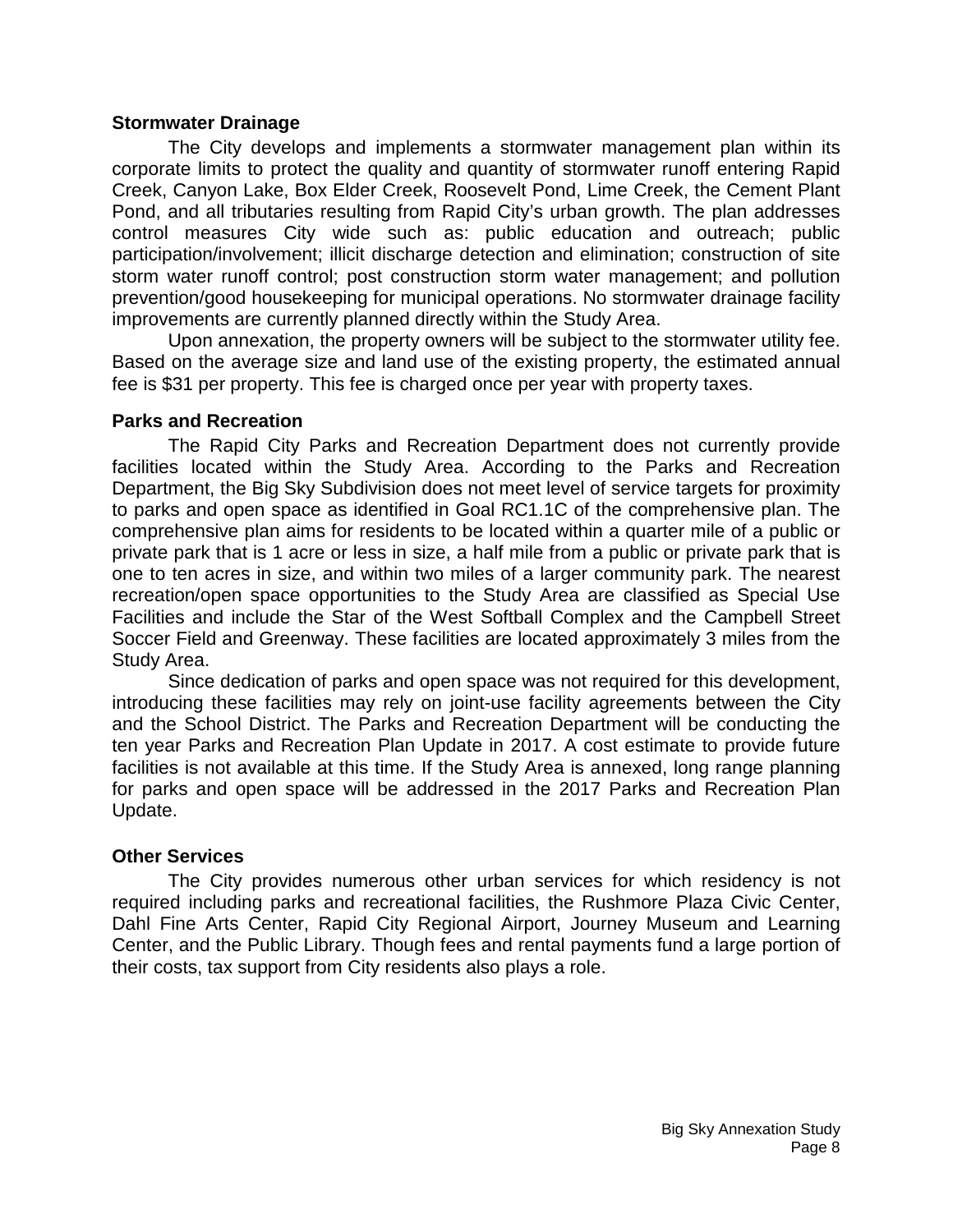### Stormwater Drainage

The City develops and implements a stormwater management plan within its corporate limits to protect the quality and quantity of stormwater runoff entering Rapid Creek, Canyon Lake, Box Elder Creek, Roosevelt Pond, Lime Creek, the Cement Plant Pond, and all tributaries resulting from Rapid City's urban growth. The plan addresses control measures City wide such as: public education and outreach; public participation/involvement; illicit discharge detection and elimination; construction of site storm water runoff control; post construction storm water management; and pollution prevention/good housekeeping for municipal operations. No stormwater drainage facility improvements are currently planned directly within the Study Area.

Upon annexation, the property owners will be subject to the stormwater utility fee. Based on the average size and land use of the existing property, the estimated annual fee is $31 per property. This fee is charged once per year with property taxes.

### Parks and Recreation

The Rapid City Parks and Recreation Department does not currently provide facilities located within the Study Area. According to the Parks and Recreation Department, the Big Sky Subdivision does not meet level of service targets for proximity to parks and open space as identified in Goal RC1.1C of the comprehensive plan. The comprehensive plan aims for residents to be located within a quarter mile of a public or private park that is 1 acre or less in size, a half mile from a public or private park that is one to ten acres in size, and within two miles of a larger community park. The nearest recreation/open space opportunities to the Study Area are classified as Special Use Facilities and include the Star of the West Softball Complex and the Campbell Street Soccer Field and Greenway. These facilities are located approximately 3 miles from the Study Area.

Since dedication of parks and open space was not required for this development, introducing these facilities may rely on joint-use facility agreements between the City and the School District. The Parks and Recreation Department will be conducting the ten year Parks and Recreation Plan Update in 2017. A cost estimate to provide future facilities is not available at this time. If the Study Area is annexed, long range planning for parks and open space will be addressed in the 2017 Parks and Recreation Plan Update.

### Other Services

The City provides numerous other urban services for which residency is not required including parks and recreational facilities, the Rushmore Plaza Civic Center, Dahl Fine Arts Center, Rapid City Regional Airport, Journey Museum and Learning Center, and the Public Library. Though fees and rental payments fund a large portion of their costs, tax support from City residents also plays a role.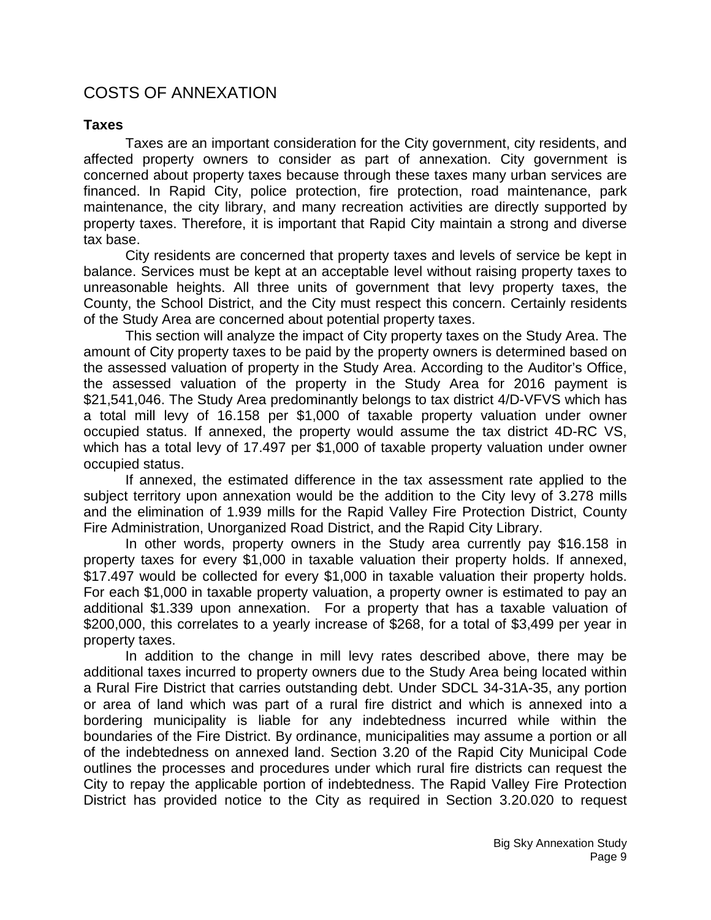## COSTS OF ANNEXATION

### Taxes

Taxes are an important consideration for the City government, city residents, and affected property owners to consider as part of annexation. City government is concerned about property taxes because through these taxes many urban services are financed. In Rapid City, police protection, fire protection, road maintenance, park maintenance, the city library, and many recreation activities are directly supported by property taxes. Therefore, it is important that Rapid City maintain a strong and diverse tax base.

City residents are concerned that property taxes and levels of service be kept in balance. Services must be kept at an acceptable level without raising property taxes to unreasonable heights. All three units of government that levy property taxes, the County, the School District, and the City must respect this concern. Certainly residents of the Study Area are concerned about potential property taxes.

This section will analyze the impact of City property taxes on the Study Area. The amount of City property taxes to be paid by the property owners is determined based on the assessed valuation of property in the Study Area. According to the Auditor's Office, the assessed valuation of the property in the Study Area for 2016 payment is $21,541,046. The Study Area predominantly belongs to tax district 4/D-VFVS which has a total mill levy of 16.158 per $1,000 of taxable property valuation under owner occupied status. If annexed, the property would assume the tax district 4D-RC VS, which has a total levy of 17.497 per $1,000 of taxable property valuation under owner occupied status.

If annexed, the estimated difference in the tax assessment rate applied to the subject territory upon annexation would be the addition to the City levy of 3.278 mills and the elimination of 1.939 mills for the Rapid Valley Fire Protection District, County Fire Administration, Unorganized Road District, and the Rapid City Library.

In other words, property owners in the Study area currently pay $16.158 in property taxes for every $1,000 in taxable valuation their property holds. If annexed, $17.497 would be collected for every $1,000 in taxable valuation their property holds. For each $1,000 in taxable property valuation, a property owner is estimated to pay an additional $1.339 upon annexation. For a property that has a taxable valuation of $200,000, this correlates to a yearly increase of $268, for a total of $3,499 per year in property taxes.

In addition to the change in mill levy rates described above, there may be additional taxes incurred to property owners due to the Study Area being located within a Rural Fire District that carries outstanding debt. Under SDCL 34-31A-35, any portion or area of land which was part of a rural fire district and which is annexed into a bordering municipality is liable for any indebtedness incurred while within the boundaries of the Fire District. By ordinance, municipalities may assume a portion or all of the indebtedness on annexed land. Section 3.20 of the Rapid City Municipal Code outlines the processes and procedures under which rural fire districts can request the City to repay the applicable portion of indebtedness. The Rapid Valley Fire Protection District has provided notice to the City as required in Section 3.20.020 to request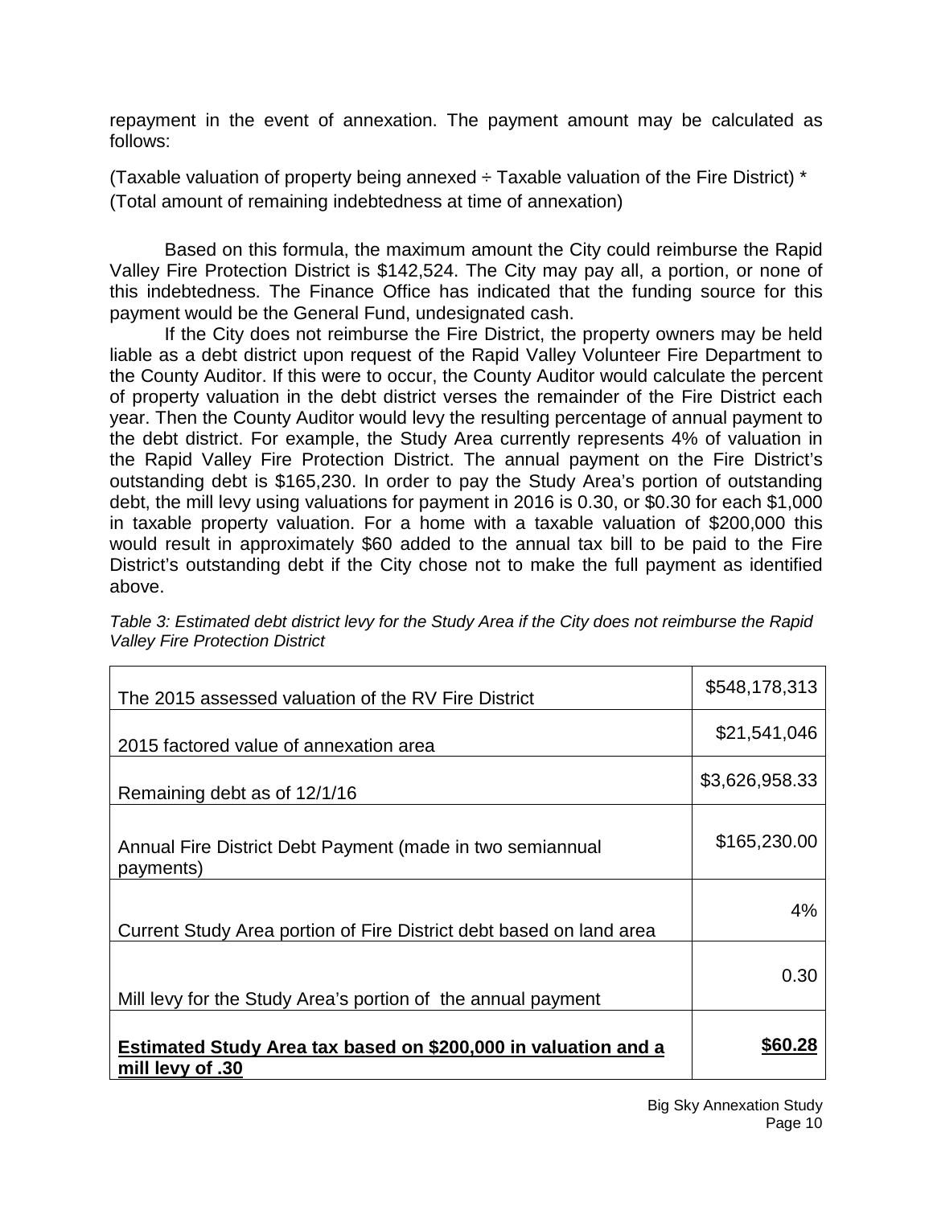repayment in the event of annexation. The payment amount may be calculated as follows:

(Taxable valuation of property being annexed ÷ Taxable valuation of the Fire District) * (Total amount of remaining indebtedness at time of annexation)

Based on this formula, the maximum amount the City could reimburse the Rapid Valley Fire Protection District is $142,524. The City may pay all, a portion, or none of this indebtedness. The Finance Office has indicated that the funding source for this payment would be the General Fund, undesignated cash.

If the City does not reimburse the Fire District, the property owners may be held liable as a debt district upon request of the Rapid Valley Volunteer Fire Department to the County Auditor. If this were to occur, the County Auditor would calculate the percent of property valuation in the debt district verses the remainder of the Fire District each year. Then the County Auditor would levy the resulting percentage of annual payment to the debt district. For example, the Study Area currently represents 4% of valuation in the Rapid Valley Fire Protection District. The annual payment on the Fire District's outstanding debt is $165,230. In order to pay the Study Area's portion of outstanding debt, the mill levy using valuations for payment in 2016 is 0.30, or $0.30 for each $1,000 in taxable property valuation. For a home with a taxable valuation of $200,000 this would result in approximately $60 added to the annual tax bill to be paid to the Fire District's outstanding debt if the City chose not to make the full payment as identified above.

*Table 3: Estimated debt district levy for the Study Area if the City does not reimburse the Rapid Valley Fire Protection District*

| | |
|---|---|
| The 2015 assessed valuation of the RV Fire District | $548,178,313 |
| 2015 factored value of annexation area | $21,541,046 |
| Remaining debt as of 12/1/16 | $3,626,958.33 |
| Annual Fire District Debt Payment (made in two semiannual payments) | $165,230.00 |
| Current Study Area portion of Fire District debt based on land area | 4% |
| Mill levy for the Study Area's portion of the annual payment | 0.30 |
| **Estimated Study Area tax based on $200,000 in valuation and a mill levy of .30** | **$60.28** |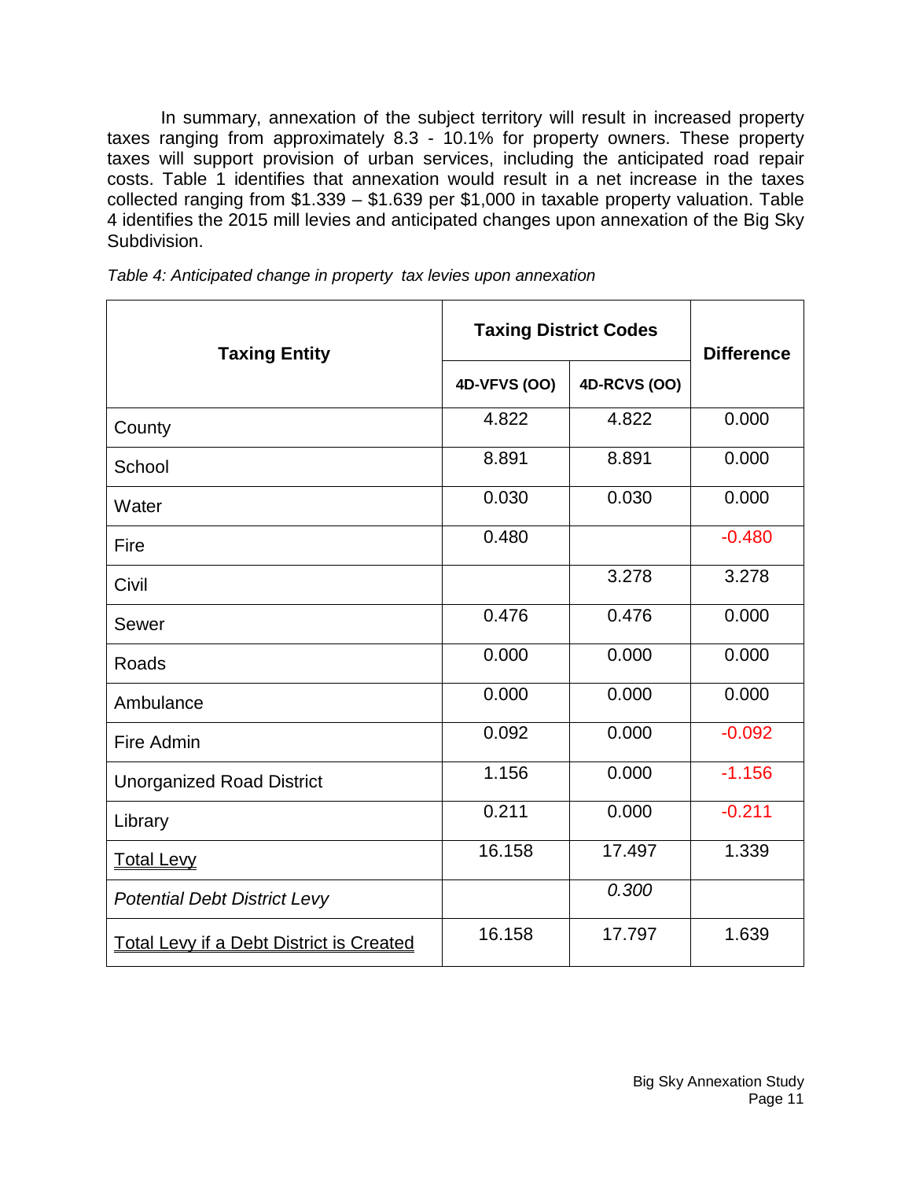In summary, annexation of the subject territory will result in increased property taxes ranging from approximately 8.3 - 10.1% for property owners. These property taxes will support provision of urban services, including the anticipated road repair costs. Table 1 identifies that annexation would result in a net increase in the taxes collected ranging from $1.339 – $1.639 per $1,000 in taxable property valuation. Table 4 identifies the 2015 mill levies and anticipated changes upon annexation of the Big Sky Subdivision.

*Table 4: Anticipated change in property tax levies upon annexation*

| Taxing Entity | Taxing District Codes | | Difference |
|---|---|---|---|
| | 4D-VFVS (OO) | 4D-RCVS (OO) | |
| County | 4.822 | 4.822 | 0.000 |
| School | 8.891 | 8.891 | 0.000 |
| Water | 0.030 | 0.030 | 0.000 |
| Fire | 0.480 | | -0.480 |
| Civil | | 3.278 | 3.278 |
| Sewer | 0.476 | 0.476 | 0.000 |
| Roads | 0.000 | 0.000 | 0.000 |
| Ambulance | 0.000 | 0.000 | 0.000 |
| Fire Admin | 0.092 | 0.000 | -0.092 |
| Unorganized Road District | 1.156 | 0.000 | -1.156 |
| Library | 0.211 | 0.000 | -0.211 |
| Total Levy | 16.158 | 17.497 | 1.339 |
| *Potential Debt District Levy* | | *0.300* | |
| Total Levy if a Debt District is Created | 16.158 | 17.797 | 1.639 |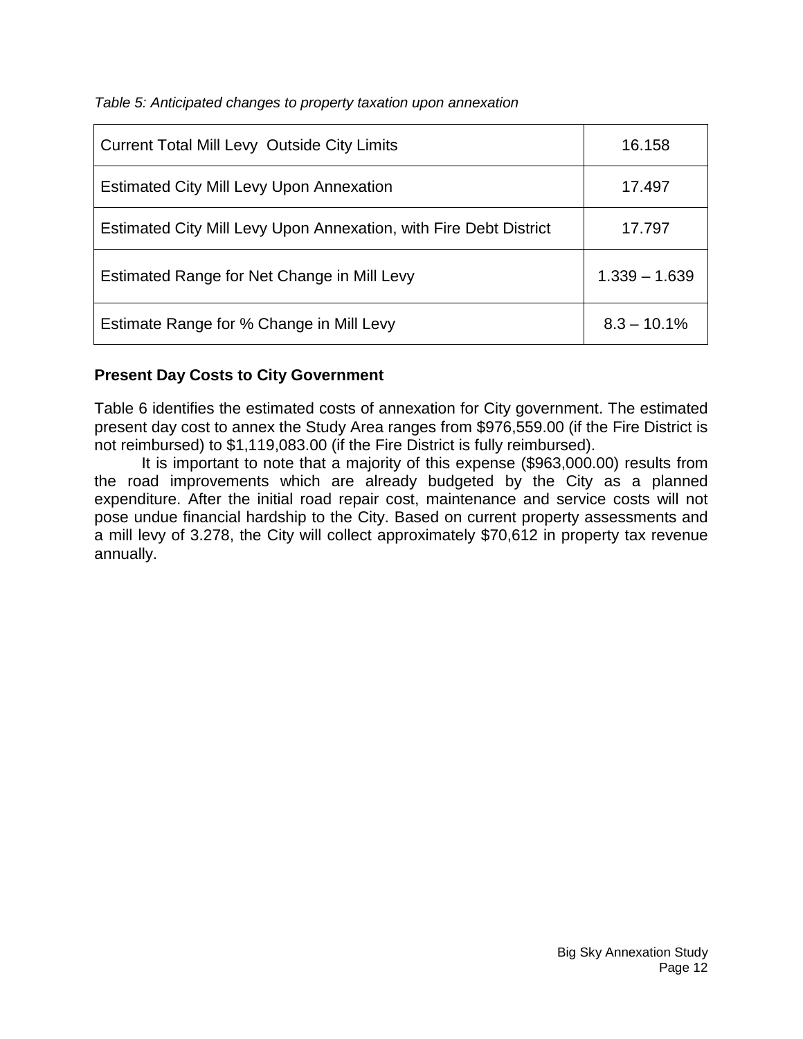*Table 5: Anticipated changes to property taxation upon annexation*

| Current Total Mill Levy Outside City Limits | 16.158 |
|---|---|
| Estimated City Mill Levy Upon Annexation | 17.497 |
| Estimated City Mill Levy Upon Annexation, with Fire Debt District | 17.797 |
| Estimated Range for Net Change in Mill Levy | 1.339 – 1.639 |
| Estimate Range for % Change in Mill Levy | 8.3 – 10.1% |

## Present Day Costs to City Government

Table 6 identifies the estimated costs of annexation for City government. The estimated present day cost to annex the Study Area ranges from $976,559.00 (if the Fire District is not reimbursed) to $1,119,083.00 (if the Fire District is fully reimbursed).

It is important to note that a majority of this expense ($963,000.00) results from the road improvements which are already budgeted by the City as a planned expenditure. After the initial road repair cost, maintenance and service costs will not pose undue financial hardship to the City. Based on current property assessments and a mill levy of 3.278, the City will collect approximately $70,612 in property tax revenue annually.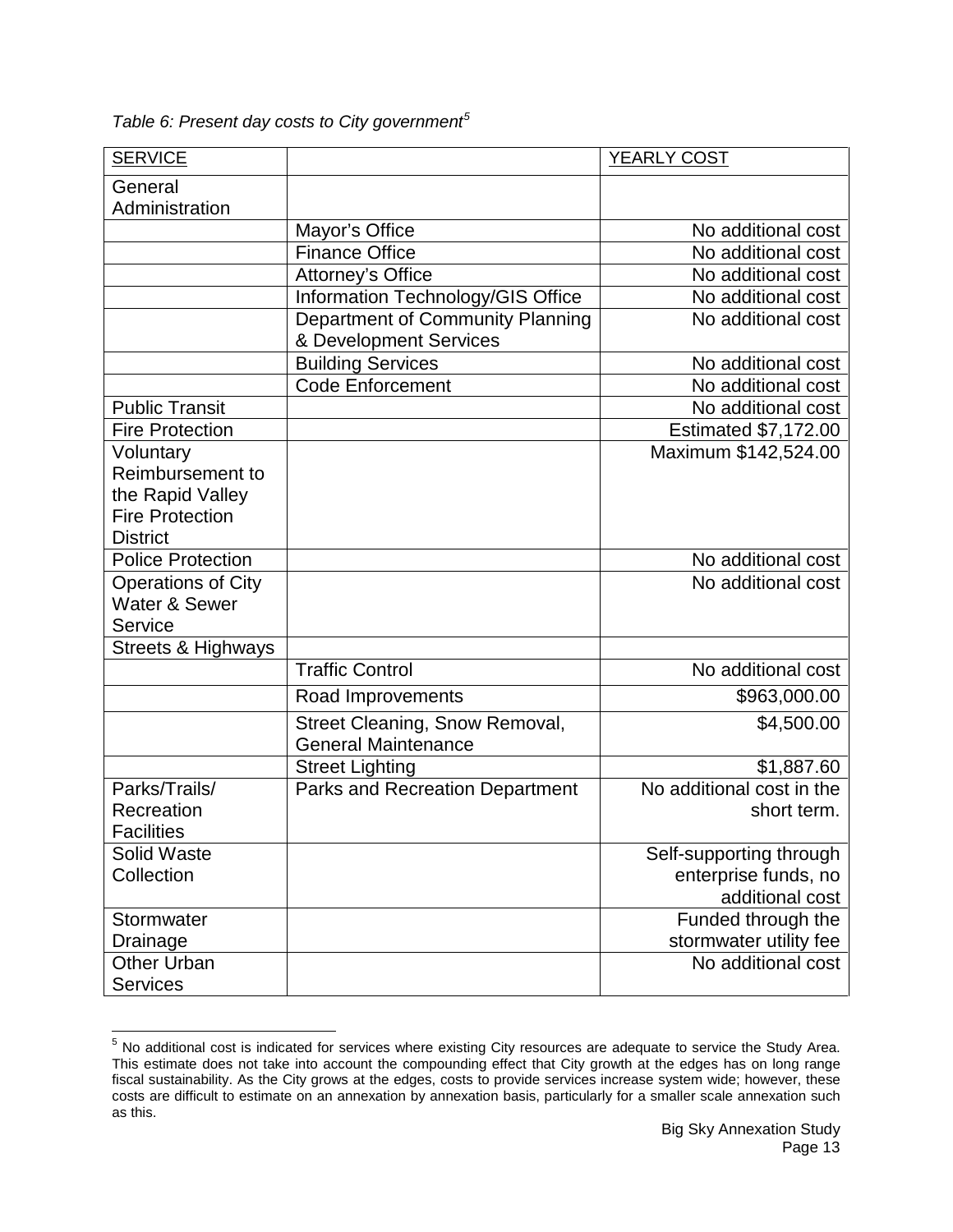*Table 6: Present day costs to City government*[5]

| SERVICE | | YEARLY COST |
|---|---|---|
| General Administration | | |
| | Mayor's Office | No additional cost |
| | Finance Office | No additional cost |
| | Attorney's Office | No additional cost |
| | Information Technology/GIS Office | No additional cost |
| | Department of Community Planning & Development Services | No additional cost |
| | Building Services | No additional cost |
| | Code Enforcement | No additional cost |
| Public Transit | | No additional cost |
| Fire Protection | | Estimated $7,172.00 |
| Voluntary Reimbursement to the Rapid Valley Fire Protection District | | Maximum $142,524.00 |
| Police Protection | | No additional cost |
| Operations of City Water & Sewer Service | | No additional cost |
| Streets & Highways | | |
| | Traffic Control | No additional cost |
| | Road Improvements | $963,000.00 |
| | Street Cleaning, Snow Removal, General Maintenance | $4,500.00 |
| | Street Lighting | $1,887.60 |
| Parks/Trails/ Recreation Facilities | Parks and Recreation Department | No additional cost in the short term. |
| Solid Waste Collection | | Self-supporting through enterprise funds, no additional cost |
| Stormwater Drainage | | Funded through the stormwater utility fee |
| Other Urban Services | | No additional cost |

[5] No additional cost is indicated for services where existing City resources are adequate to service the Study Area. This estimate does not take into account the compounding effect that City growth at the edges has on long range fiscal sustainability. As the City grows at the edges, costs to provide services increase system wide; however, these costs are difficult to estimate on an annexation by annexation basis, particularly for a smaller scale annexation such as this.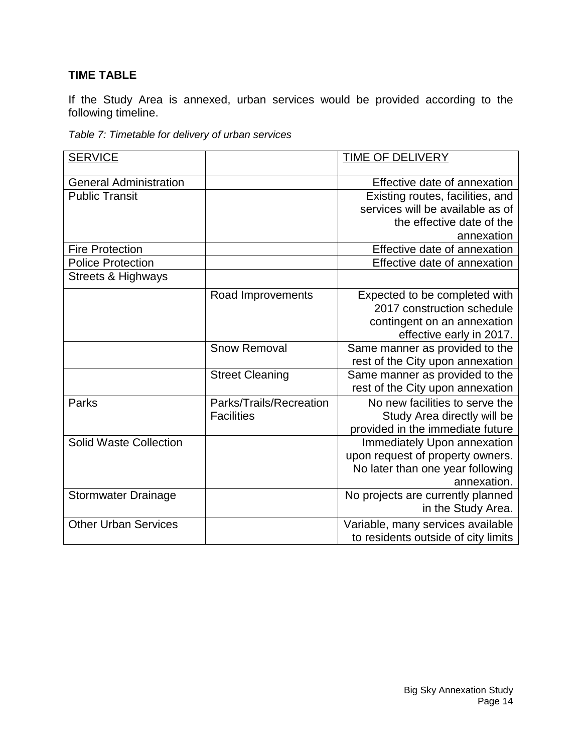## TIME TABLE

If the Study Area is annexed, urban services would be provided according to the following timeline.

*Table 7: Timetable for delivery of urban services*

| SERVICE | | TIME OF DELIVERY |
|---|---|---|
| General Administration | | Effective date of annexation |
| Public Transit | | Existing routes, facilities, and services will be available as of the effective date of the annexation |
| Fire Protection | | Effective date of annexation |
| Police Protection | | Effective date of annexation |
| Streets & Highways | | |
| | Road Improvements | Expected to be completed with 2017 construction schedule contingent on an annexation effective early in 2017. |
| | Snow Removal | Same manner as provided to the rest of the City upon annexation |
| | Street Cleaning | Same manner as provided to the rest of the City upon annexation |
| Parks | Parks/Trails/Recreation Facilities | No new facilities to serve the Study Area directly will be provided in the immediate future |
| Solid Waste Collection | | Immediately Upon annexation upon request of property owners. No later than one year following annexation. |
| Stormwater Drainage | | No projects are currently planned in the Study Area. |
| Other Urban Services | | Variable, many services available to residents outside of city limits |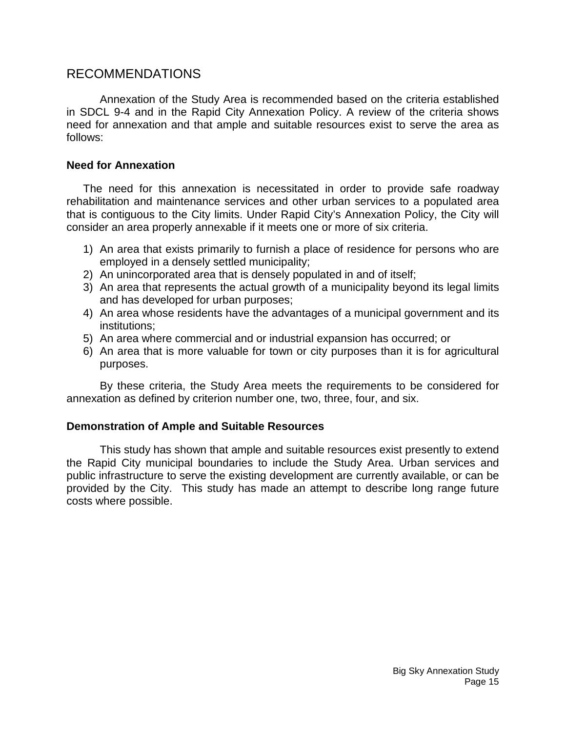# RECOMMENDATIONS

Annexation of the Study Area is recommended based on the criteria established in SDCL 9-4 and in the Rapid City Annexation Policy. A review of the criteria shows need for annexation and that ample and suitable resources exist to serve the area as follows:

### Need for Annexation

The need for this annexation is necessitated in order to provide safe roadway rehabilitation and maintenance services and other urban services to a populated area that is contiguous to the City limits. Under Rapid City's Annexation Policy, the City will consider an area properly annexable if it meets one or more of six criteria.

1) An area that exists primarily to furnish a place of residence for persons who are employed in a densely settled municipality;
2) An unincorporated area that is densely populated in and of itself;
3) An area that represents the actual growth of a municipality beyond its legal limits and has developed for urban purposes;
4) An area whose residents have the advantages of a municipal government and its institutions;
5) An area where commercial and or industrial expansion has occurred; or
6) An area that is more valuable for town or city purposes than it is for agricultural purposes.

By these criteria, the Study Area meets the requirements to be considered for annexation as defined by criterion number one, two, three, four, and six.

### Demonstration of Ample and Suitable Resources

This study has shown that ample and suitable resources exist presently to extend the Rapid City municipal boundaries to include the Study Area. Urban services and public infrastructure to serve the existing development are currently available, or can be provided by the City. This study has made an attempt to describe long range future costs where possible.